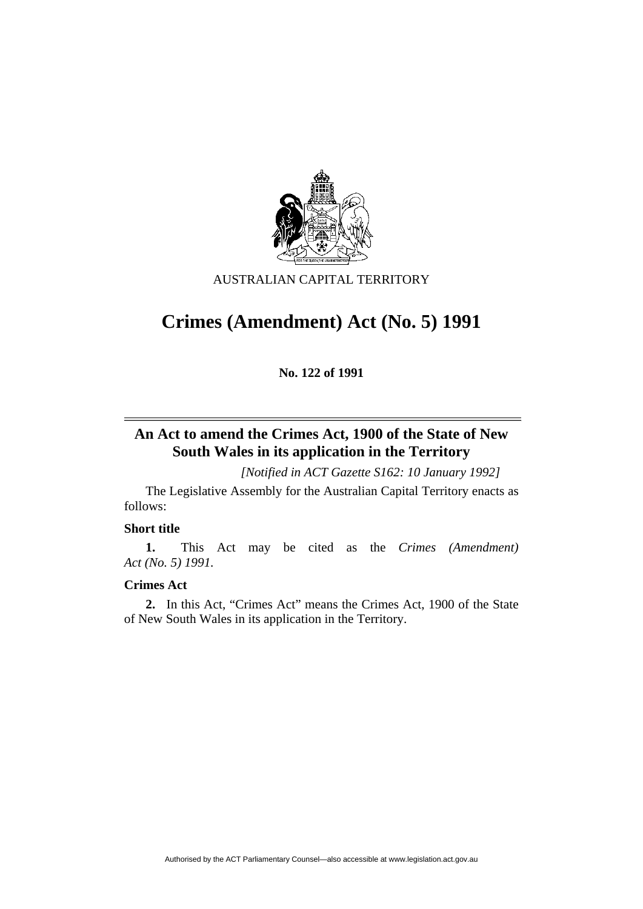AUSTRALIAN CAPITAL TERRITORY

# Crimes (Amendment) Act (No. 5) 1991

**No. 122 of 1991**

## An Act to amend the Crimes Act, 1900 of the State of New South Wales in its application in the Territory

*[Notified in ACT Gazette S162: 10 January 1992]*

The Legislative Assembly for the Australian Capital Territory enacts as follows:

**Short title**

**1.** This Act may be cited as the *Crimes (Amendment) Act (No. 5) 1991.*

**Crimes Act**

**2.** In this Act, "Crimes Act" means the Crimes Act, 1900 of the State of New South Wales in its application in the Territory.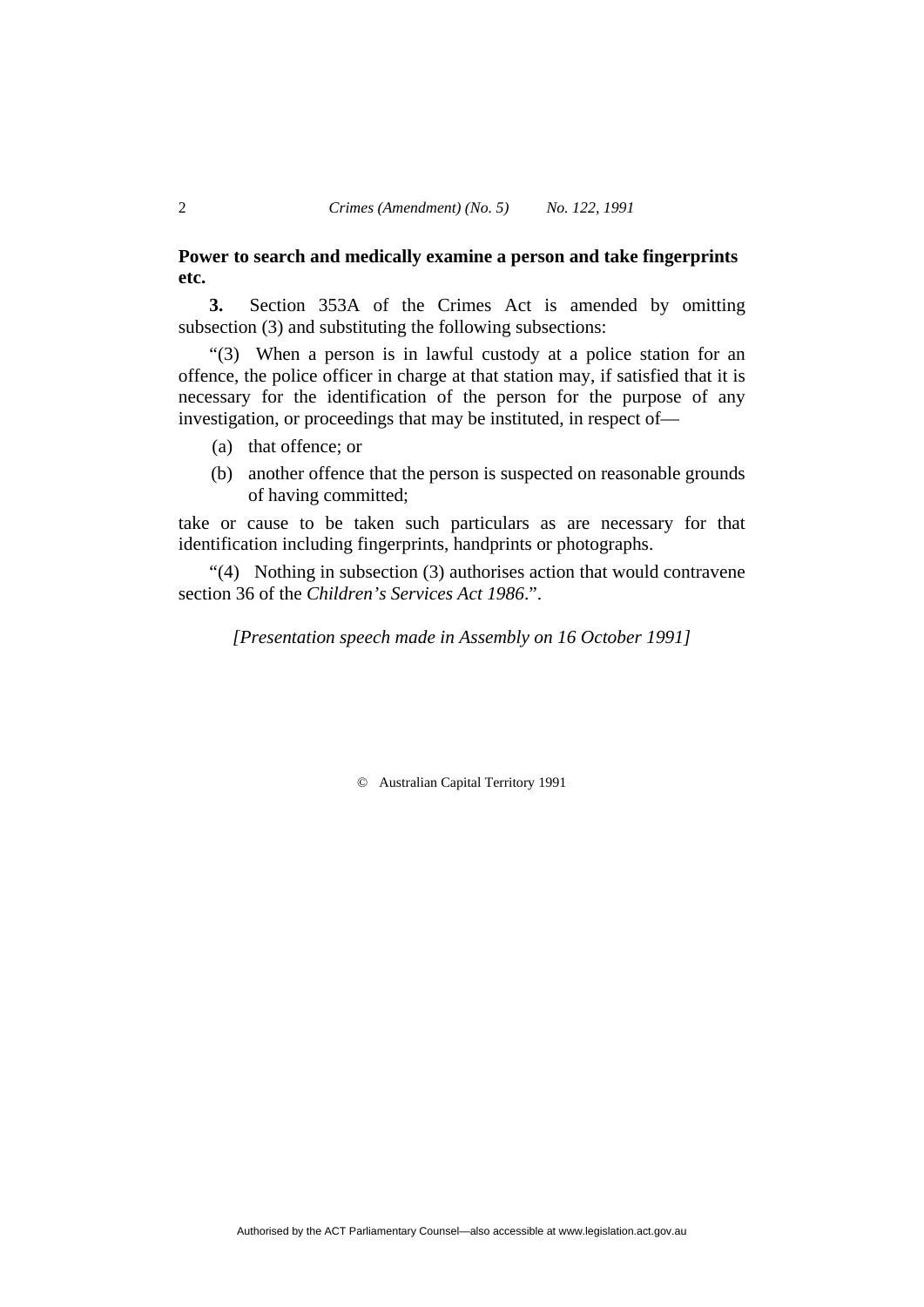**Power to search and medically examine a person and take fingerprints etc.**

**3.** Section 353A of the Crimes Act is amended by omitting subsection (3) and substituting the following subsections:

"(3) When a person is in lawful custody at a police station for an offence, the police officer in charge at that station may, if satisfied that it is necessary for the identification of the person for the purpose of any investigation, or proceedings that may be instituted, in respect of—

(a) that offence; or

(b) another offence that the person is suspected on reasonable grounds of having committed;

take or cause to be taken such particulars as are necessary for that identification including fingerprints, handprints or photographs.

"(4) Nothing in subsection (3) authorises action that would contravene section 36 of the *Children's Services Act 1986*.".

*[Presentation speech made in Assembly on 16 October 1991]*

© Australian Capital Territory 1991

Authorised by the ACT Parliamentary Counsel—also accessible at www.legislation.act.gov.au